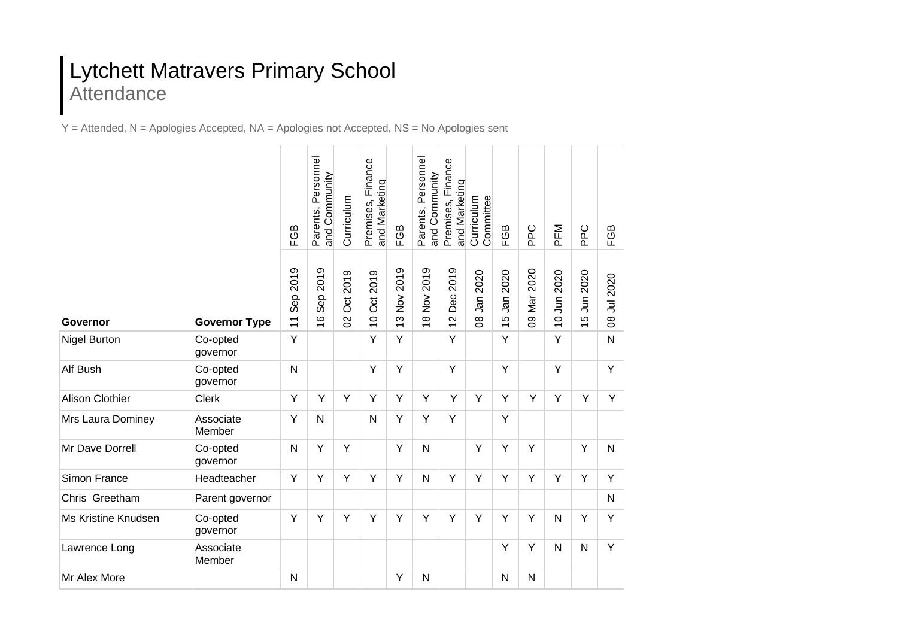# Lytchett Matravers Primary School

## Attendance

Y = Attended, N = Apologies Accepted, NA = Apologies not Accepted, NS = No Apologies sent

| Governor | Governor Type | FGB | Parents, Personnel and Community | Curriculum | Premises, Finance and Marketing | FGB | Parents, Personnel and Community | Premises, Finance and Marketing | Curriculum Committee | FGB | PPC | PFM | PPC | FGB |
|---|---|---|---|---|---|---|---|---|---|---|---|---|---|---|
| | | 11 Sep 2019 | 16 Sep 2019 | 02 Oct 2019 | 10 Oct 2019 | 13 Nov 2019 | 18 Nov 2019 | 12 Dec 2019 | 08 Jan 2020 | 15 Jan 2020 | 09 Mar 2020 | 10 Jun 2020 | 15 Jun 2020 | 08 Jul 2020 |
| Nigel Burton | Co-opted governor | Y | | | Y | Y | | Y | | Y | | Y | | N |
| Alf Bush | Co-opted governor | N | | | Y | Y | | Y | | Y | | Y | | Y |
| Alison Clothier | Clerk | Y | Y | Y | Y | Y | Y | Y | Y | Y | Y | Y | Y | Y |
| Mrs Laura Dominey | Associate Member | Y | N | | N | Y | Y | Y | | Y | | | | |
| Mr Dave Dorrell | Co-opted governor | N | Y | Y | | Y | N | | Y | Y | Y | | Y | N |
| Simon France | Headteacher | Y | Y | Y | Y | Y | N | Y | Y | Y | Y | Y | Y | Y |
| Chris Greetham | Parent governor | | | | | | | | | | | | | N |
| Ms Kristine Knudsen | Co-opted governor | Y | Y | Y | Y | Y | Y | Y | Y | Y | Y | N | Y | Y |
| Lawrence Long | Associate Member | | | | | | | | | Y | Y | N | N | Y |
| Mr Alex More | | N | | | | Y | N | | | N | N | | | |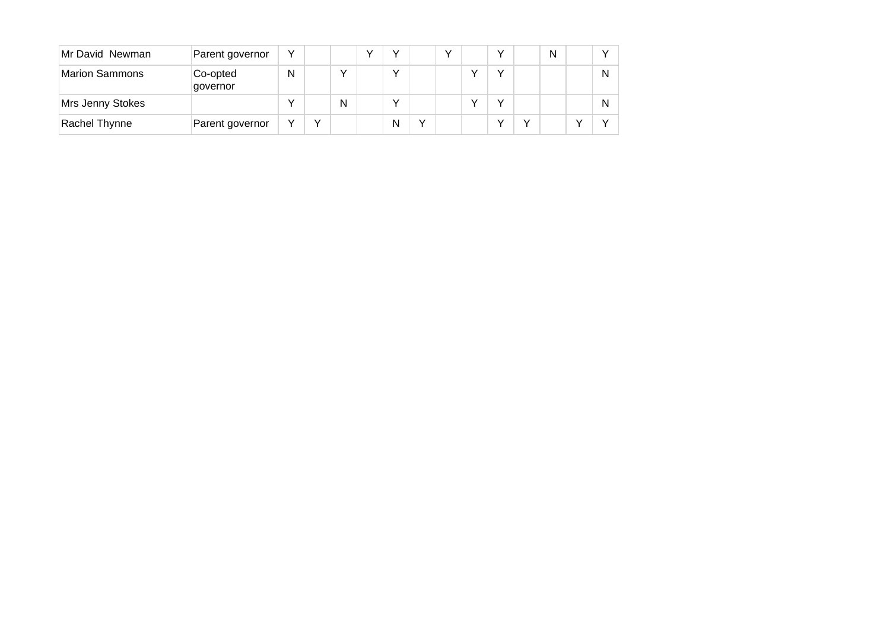| | | | | | | | | | | | | | | |
|---|---|---|---|---|---|---|---|---|---|---|---|---|---|---|
| Mr David Newman | Parent governor | Y | | | Y | Y | | Y | | Y | | N | | Y |
| Marion Sammons | Co-opted governor | N | | Y | | Y | | | Y | Y | | | | N |
| Mrs Jenny Stokes | | Y | | N | | Y | | | Y | Y | | | | N |
| Rachel Thynne | Parent governor | Y | Y | | | N | Y | | | Y | Y | | Y | Y |